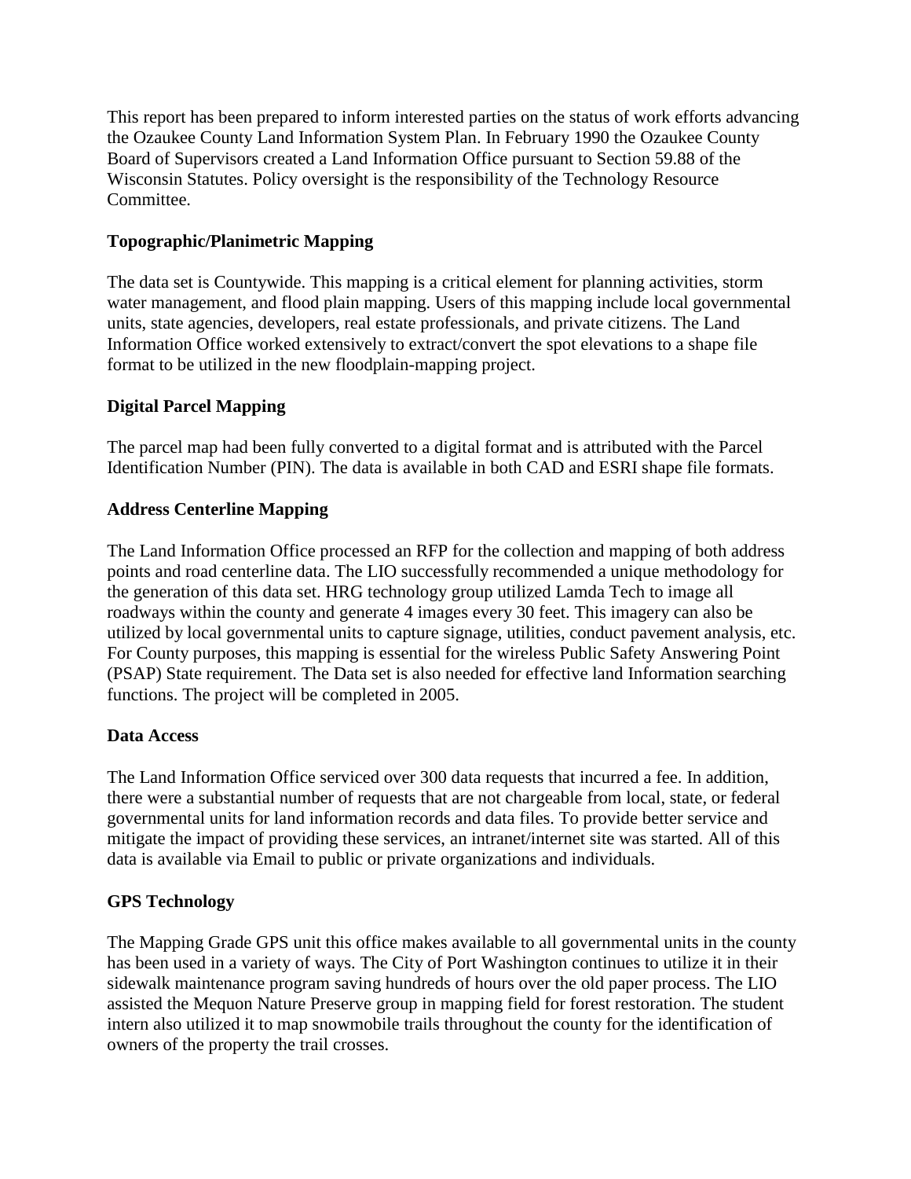This report has been prepared to inform interested parties on the status of work efforts advancing the Ozaukee County Land Information System Plan. In February 1990 the Ozaukee County Board of Supervisors created a Land Information Office pursuant to Section 59.88 of the Wisconsin Statutes. Policy oversight is the responsibility of the Technology Resource Committee.

**Topographic/Planimetric Mapping**

The data set is Countywide. This mapping is a critical element for planning activities, storm water management, and flood plain mapping. Users of this mapping include local governmental units, state agencies, developers, real estate professionals, and private citizens. The Land Information Office worked extensively to extract/convert the spot elevations to a shape file format to be utilized in the new floodplain-mapping project.

**Digital Parcel Mapping**

The parcel map had been fully converted to a digital format and is attributed with the Parcel Identification Number (PIN). The data is available in both CAD and ESRI shape file formats.

**Address Centerline Mapping**

The Land Information Office processed an RFP for the collection and mapping of both address points and road centerline data. The LIO successfully recommended a unique methodology for the generation of this data set. HRG technology group utilized Lamda Tech to image all roadways within the county and generate 4 images every 30 feet. This imagery can also be utilized by local governmental units to capture signage, utilities, conduct pavement analysis, etc. For County purposes, this mapping is essential for the wireless Public Safety Answering Point (PSAP) State requirement. The Data set is also needed for effective land Information searching functions. The project will be completed in 2005.

**Data Access**

The Land Information Office serviced over 300 data requests that incurred a fee. In addition, there were a substantial number of requests that are not chargeable from local, state, or federal governmental units for land information records and data files. To provide better service and mitigate the impact of providing these services, an intranet/internet site was started. All of this data is available via Email to public or private organizations and individuals.

**GPS Technology**

The Mapping Grade GPS unit this office makes available to all governmental units in the county has been used in a variety of ways. The City of Port Washington continues to utilize it in their sidewalk maintenance program saving hundreds of hours over the old paper process. The LIO assisted the Mequon Nature Preserve group in mapping field for forest restoration. The student intern also utilized it to map snowmobile trails throughout the county for the identification of owners of the property the trail crosses.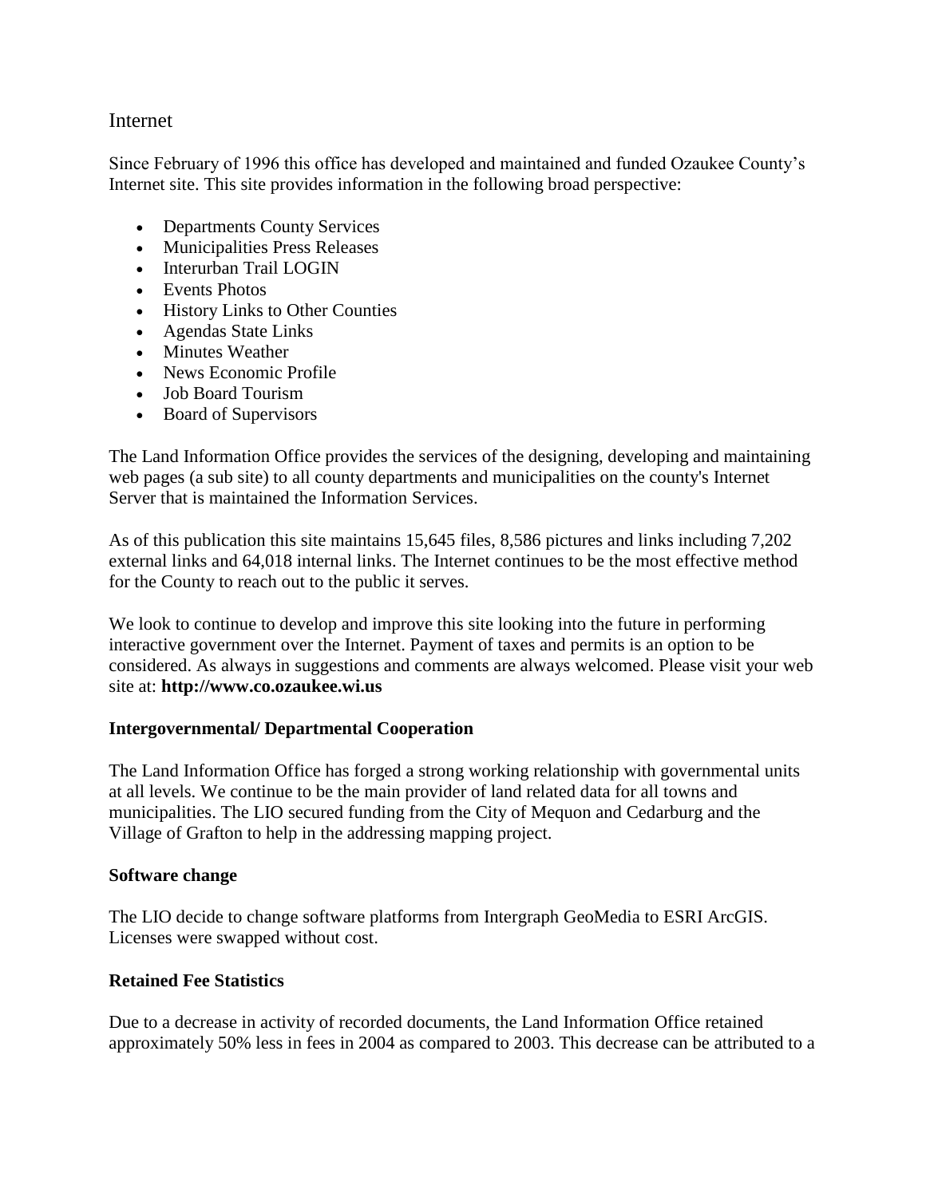## Internet

Since February of 1996 this office has developed and maintained and funded Ozaukee County's Internet site. This site provides information in the following broad perspective:

- Departments County Services
- Municipalities Press Releases
- Interurban Trail LOGIN
- Events Photos
- History Links to Other Counties
- Agendas State Links
- Minutes Weather
- News Economic Profile
- Job Board Tourism
- Board of Supervisors

The Land Information Office provides the services of the designing, developing and maintaining web pages (a sub site) to all county departments and municipalities on the county's Internet Server that is maintained the Information Services.

As of this publication this site maintains 15,645 files, 8,586 pictures and links including 7,202 external links and 64,018 internal links. The Internet continues to be the most effective method for the County to reach out to the public it serves.

We look to continue to develop and improve this site looking into the future in performing interactive government over the Internet. Payment of taxes and permits is an option to be considered. As always in suggestions and comments are always welcomed. Please visit your web site at: **http://www.co.ozaukee.wi.us**

**Intergovernmental/ Departmental Cooperation**

The Land Information Office has forged a strong working relationship with governmental units at all levels. We continue to be the main provider of land related data for all towns and municipalities. The LIO secured funding from the City of Mequon and Cedarburg and the Village of Grafton to help in the addressing mapping project.

**Software change**

The LIO decide to change software platforms from Intergraph GeoMedia to ESRI ArcGIS. Licenses were swapped without cost.

**Retained Fee Statistics**

Due to a decrease in activity of recorded documents, the Land Information Office retained approximately 50% less in fees in 2004 as compared to 2003. This decrease can be attributed to a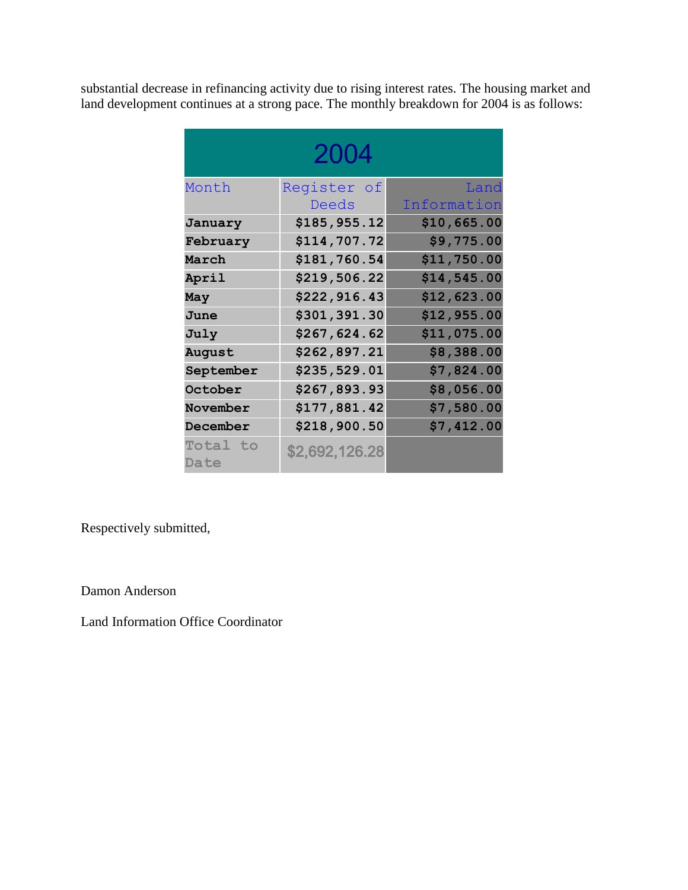substantial decrease in refinancing activity due to rising interest rates. The housing market and land development continues at a strong pace. The monthly breakdown for 2004 is as follows:

| 2004 | | |
|---|---|---|
| Month | Register of Deeds | Land Information |
| **January** | **$185,955.12** | **$10,665.00** |
| **February** | **$114,707.72** | **$9,775.00** |
| **March** | **$181,760.54** | **$11,750.00** |
| **April** | **$219,506.22** | **$14,545.00** |
| **May** | **$222,916.43** | **$12,623.00** |
| **June** | **$301,391.30** | **$12,955.00** |
| **July** | **$267,624.62** | **$11,075.00** |
| **August** | **$262,897.21** | **$8,388.00** |
| **September** | **$235,529.01** | **$7,824.00** |
| **October** | **$267,893.93** | **$8,056.00** |
| **November** | **$177,881.42** | **$7,580.00** |
| **December** | **$218,900.50** | **$7,412.00** |
| Total to Date | $2,692,126.28 | |

Respectively submitted,

Damon Anderson

Land Information Office Coordinator